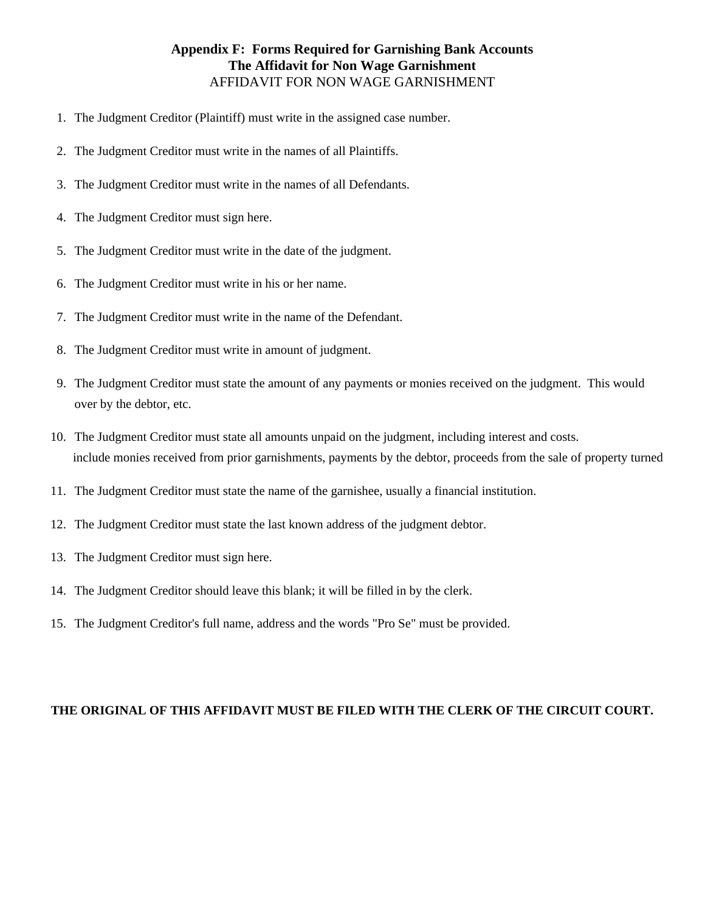# Appendix F: Forms Required for Garnishing Bank Accounts

## The Affidavit for Non Wage Garnishment

AFFIDAVIT FOR NON WAGE GARNISHMENT

1. The Judgment Creditor (Plaintiff) must write in the assigned case number.
2. The Judgment Creditor must write in the names of all Plaintiffs.
3. The Judgment Creditor must write in the names of all Defendants.
4. The Judgment Creditor must sign here.
5. The Judgment Creditor must write in the date of the judgment.
6. The Judgment Creditor must write in his or her name.
7. The Judgment Creditor must write in the name of the Defendant.
8. The Judgment Creditor must write in amount of judgment.
9. The Judgment Creditor must state the amount of any payments or monies received on the judgment. This would over by the debtor, etc.
10. The Judgment Creditor must state all amounts unpaid on the judgment, including interest and costs. include monies received from prior garnishments, payments by the debtor, proceeds from the sale of property turned
11. The Judgment Creditor must state the name of the garnishee, usually a financial institution.
12. The Judgment Creditor must state the last known address of the judgment debtor.
13. The Judgment Creditor must sign here.
14. The Judgment Creditor should leave this blank; it will be filled in by the clerk.
15. The Judgment Creditor's full name, address and the words "Pro Se" must be provided.

**THE ORIGINAL OF THIS AFFIDAVIT MUST BE FILED WITH THE CLERK OF THE CIRCUIT COURT.**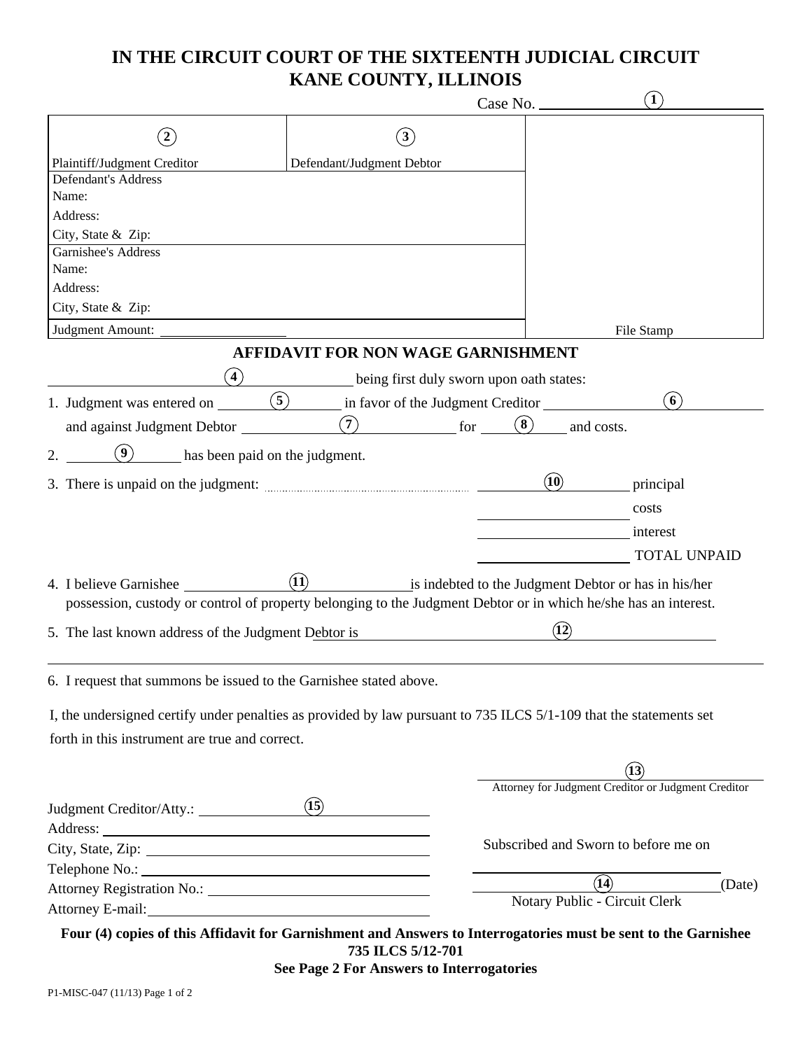# IN THE CIRCUIT COURT OF THE SIXTEENTH JUDICIAL CIRCUIT
# KANE COUNTY, ILLINOIS

Case No. ______ (1) ______

| (2) | (3) | |
|---|---|---|
| Plaintiff/Judgment Creditor | Defendant/Judgment Debtor | |
| Defendant's Address<br>Name:<br>Address:<br>City, State & Zip: | | |
| Garnishee's Address<br>Name:<br>Address:<br>City, State & Zip: | | |
| Judgment Amount: ______ | | File Stamp |

## AFFIDAVIT FOR NON WAGE GARNISHMENT

______ (4) ______ being first duly sworn upon oath states:

1. Judgment was entered on ______ (5) ______ in favor of the Judgment Creditor ______ (6) ______ and against Judgment Debtor ______ (7) ______ for ______ (8) ______ and costs.

2. ______ (9) ______ has been paid on the judgment.

3. There is unpaid on the judgment: ............................................ ______ (10) ______ principal
   ______ costs
   ______ interest
   ______ TOTAL UNPAID

4. I believe Garnishee ______ (11) ______ is indebted to the Judgment Debtor or has in his/her possession, custody or control of property belonging to the Judgment Debtor or in which he/she has an interest.

5. The last known address of the Judgment Debtor is ______ (12) ______

6. I request that summons be issued to the Garnishee stated above.

I, the undersigned certify under penalties as provided by law pursuant to 735 ILCS 5/1-109 that the statements set forth in this instrument are true and correct.

______ (13) ______
Attorney for Judgment Creditor or Judgment Creditor

Judgment Creditor/Atty.: ______ (15) ______
Address: ______
City, State, Zip: ______
Telephone No.: ______
Attorney Registration No.: ______
Attorney E-mail: ______

Subscribed and Sworn to before me on

______ (Date)

______ (14) ______
Notary Public - Circuit Clerk

**Four (4) copies of this Affidavit for Garnishment and Answers to Interrogatories must be sent to the Garnishee**
**735 ILCS 5/12-701**
**See Page 2 For Answers to Interrogatories**

P1-MISC-047 (11/13)